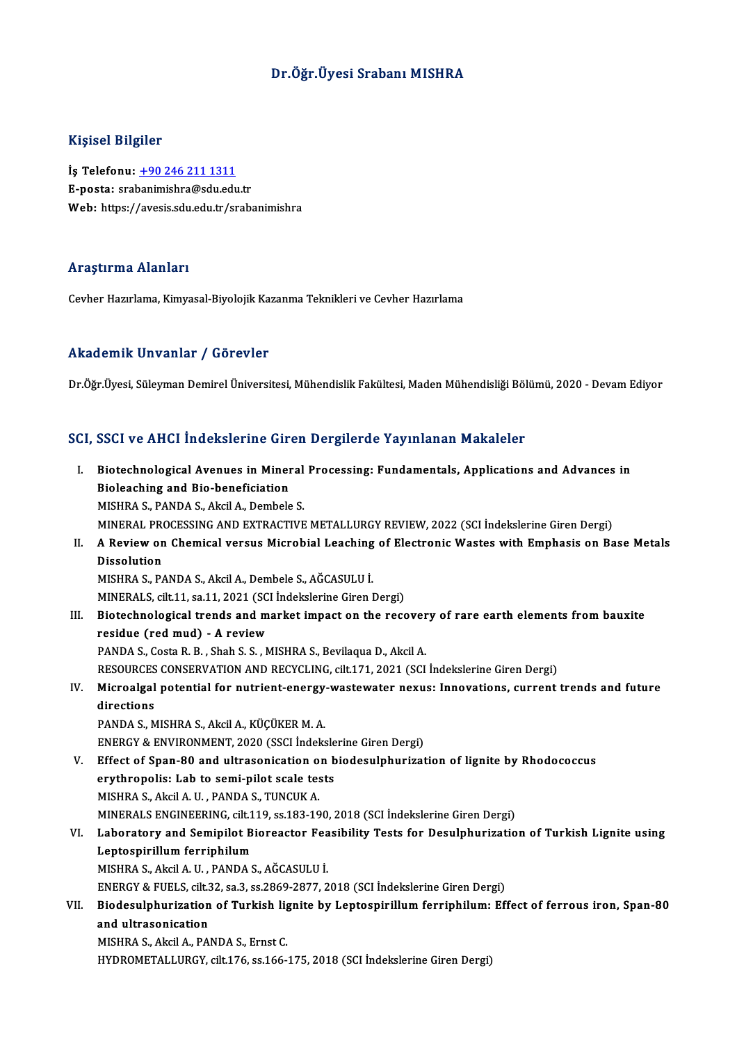# Dr.Öğr.Üyesi Srabanı MISHRA

## Kişisel Bilgiler

**İş Telefonu:** +90 246 211 1311
**E-posta:** srabanimishra@sdu.edu.tr
**Web:** https://avesis.sdu.edu.tr/srabanimishra

## Araştırma Alanları

Cevher Hazırlama, Kimyasal-Biyolojik Kazanma Teknikleri ve Cevher Hazırlama

## Akademik Unvanlar / Görevler

Dr.Öğr.Üyesi, Süleyman Demirel Üniversitesi, Mühendislik Fakültesi, Maden Mühendisliği Bölümü, 2020 - Devam Ediyor

## SCI, SSCI ve AHCI İndekslerine Giren Dergilerde Yayınlanan Makaleler

I. **Biotechnological Avenues in Mineral Processing: Fundamentals, Applications and Advances in Bioleaching and Bio-beneficiation**
   MISHRA S., PANDA S., Akcil A., Dembele S.
   MINERAL PROCESSING AND EXTRACTIVE METALLURGY REVIEW, 2022 (SCI İndekslerine Giren Dergi)

II. **A Review on Chemical versus Microbial Leaching of Electronic Wastes with Emphasis on Base Metals Dissolution**
   MISHRA S., PANDA S., Akcil A., Dembele S., AĞCASULU İ.
   MINERALS, cilt.11, sa.11, 2021 (SCI İndekslerine Giren Dergi)

III. **Biotechnological trends and market impact on the recovery of rare earth elements from bauxite residue (red mud) - A review**
   PANDA S., Costa R. B. , Shah S. S. , MISHRA S., Bevilaqua D., Akcil A.
   RESOURCES CONSERVATION AND RECYCLING, cilt.171, 2021 (SCI İndekslerine Giren Dergi)

IV. **Microalgal potential for nutrient-energy-wastewater nexus: Innovations, current trends and future directions**
   PANDA S., MISHRA S., Akcil A., KÜÇÜKER M. A.
   ENERGY & ENVIRONMENT, 2020 (SSCI İndekslerine Giren Dergi)

V. **Effect of Span-80 and ultrasonication on biodesulphurization of lignite by Rhodococcus erythropolis: Lab to semi-pilot scale tests**
   MISHRA S., Akcil A. U. , PANDA S., TUNCUK A.
   MINERALS ENGINEERING, cilt.119, ss.183-190, 2018 (SCI İndekslerine Giren Dergi)

VI. **Laboratory and Semipilot Bioreactor Feasibility Tests for Desulphurization of Turkish Lignite using Leptospirillum ferriphilum**
   MISHRA S., Akcil A. U. , PANDA S., AĞCASULU İ.
   ENERGY & FUELS, cilt.32, sa.3, ss.2869-2877, 2018 (SCI İndekslerine Giren Dergi)

VII. **Biodesulphurization of Turkish lignite by Leptospirillum ferriphilum: Effect of ferrous iron, Span-80 and ultrasonication**
   MISHRA S., Akcil A., PANDA S., Ernst C.
   HYDROMETALLURGY, cilt.176, ss.166-175, 2018 (SCI İndekslerine Giren Dergi)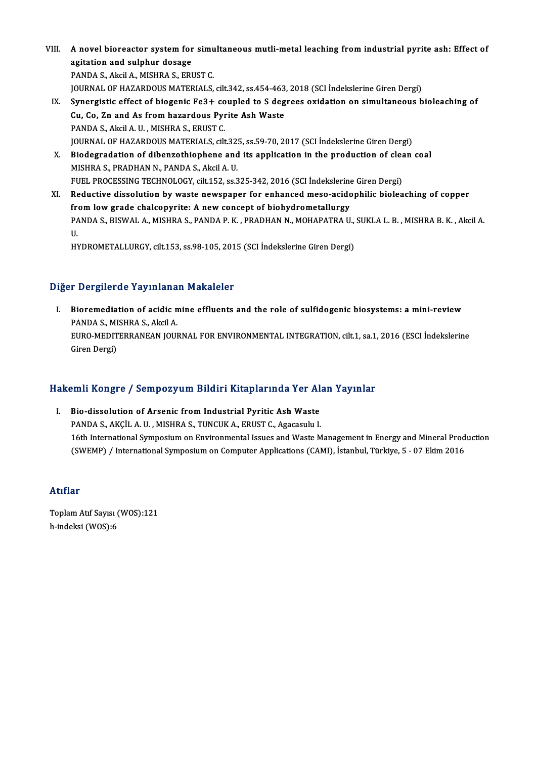VIII. **A novel bioreactor system for simultaneous mutli-metal leaching from industrial pyrite ash: Effect of agitation and sulphur dosage**
PANDA S., Akcil A., MISHRA S., ERUST C.
JOURNAL OF HAZARDOUS MATERIALS, cilt.342, ss.454-463, 2018 (SCI İndekslerine Giren Dergi)

IX. **Synergistic effect of biogenic $Fe^{3+}$ coupled to S degrees oxidation on simultaneous bioleaching of Cu, Co, Zn and As from hazardous Pyrite Ash Waste**
PANDA S., Akcil A. U. , MISHRA S., ERUST C.
JOURNAL OF HAZARDOUS MATERIALS, cilt.325, ss.59-70, 2017 (SCI İndekslerine Giren Dergi)

X. **Biodegradation of dibenzothiophene and its application in the production of clean coal**
MISHRA S., PRADHAN N., PANDA S., Akcil A. U.
FUEL PROCESSING TECHNOLOGY, cilt.152, ss.325-342, 2016 (SCI İndekslerine Giren Dergi)

XI. **Reductive dissolution by waste newspaper for enhanced meso-acidophilic bioleaching of copper from low grade chalcopyrite: A new concept of biohydrometallurgy**
PANDA S., BISWAL A., MISHRA S., PANDA P. K. , PRADHAN N., MOHAPATRA U., SUKLA L. B. , MISHRA B. K. , Akcil A. U.
HYDROMETALLURGY, cilt.153, ss.98-105, 2015 (SCI İndekslerine Giren Dergi)

## Diğer Dergilerde Yayınlanan Makaleler

I. **Bioremediation of acidic mine effluents and the role of sulfidogenic biosystems: a mini-review**
PANDA S., MISHRA S., Akcil A.
EURO-MEDITERRANEAN JOURNAL FOR ENVIRONMENTAL INTEGRATION, cilt.1, sa.1, 2016 (ESCI İndekslerine Giren Dergi)

## Hakemli Kongre / Sempozyum Bildiri Kitaplarında Yer Alan Yayınlar

I. **Bio-dissolution of Arsenic from Industrial Pyritic Ash Waste**
PANDA S., AKÇİL A. U. , MISHRA S., TUNCUK A., ERUST C., Agacasulu I.
16th International Symposium on Environmental Issues and Waste Management in Energy and Mineral Production (SWEMP) / International Symposium on Computer Applications (CAMI), İstanbul, Türkiye, 5 - 07 Ekim 2016

## Atıflar

Toplam Atıf Sayısı (WOS):121
h-indeksi (WOS):6